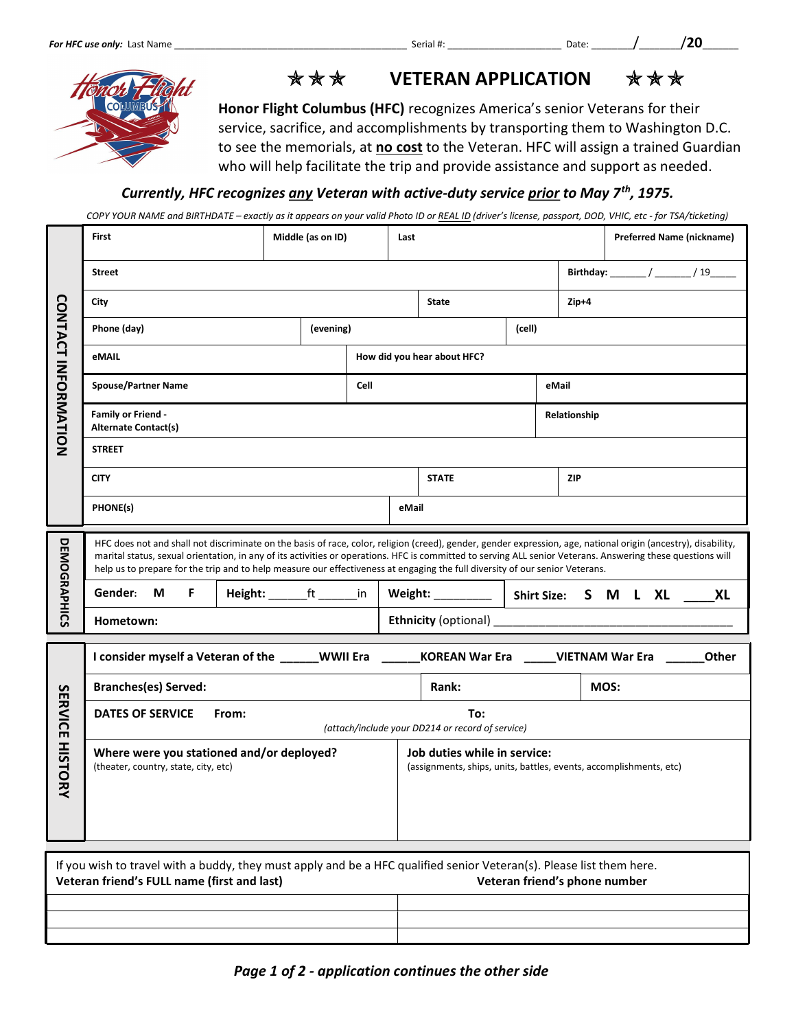*For HFC use only:* Last Name ________________________________________ Serial #: ____________________ Date: _______/______/20______

# ★★★ VETERAN APPLICATION ★★★

**Honor Flight Columbus (HFC)** recognizes America's senior Veterans for their service, sacrifice, and accomplishments by transporting them to Washington D.C. to see the memorials, at **no cost** to the Veteran. HFC will assign a trained Guardian who will help facilitate the trip and provide assistance and support as needed.

***Currently, HFC recognizes any Veteran with active-duty service prior to May 7th, 1975.***

*COPY YOUR NAME and BIRTHDATE – exactly as it appears on your valid Photo ID or REAL ID (driver's license, passport, DOD, VHIC, etc - for TSA/ticketing)*

## CONTACT INFORMATION

| First | Middle (as on ID) | Last | Preferred Name (nickname) |
|---|---|---|---|
| Street | | | Birthday: ______ / ______ / 19_____ |
| City | | State | Zip+4 |
| Phone (day) | (evening) | (cell) | |
| eMAIL | How did you hear about HFC? | | |
| Spouse/Partner Name | Cell | eMail | |
| Family or Friend - Alternate Contact(s) | | Relationship | |
| STREET | | | |
| CITY | | STATE | ZIP |
| PHONE(s) | eMail | | |

## DEMOGRAPHICS

HFC does not and shall not discriminate on the basis of race, color, religion (creed), gender, gender expression, age, national origin (ancestry), disability, marital status, sexual orientation, in any of its activities or operations. HFC is committed to serving ALL senior Veterans. Answering these questions will help us to prepare for the trip and to help measure our effectiveness at engaging the full diversity of our senior Veterans.

| Gender: M F | Height: ______ft ______in | Weight: _________ | Shirt Size: S M L XL ____XL |
|---|---|---|---|
| Hometown: | | Ethnicity (optional) ________________________________ | |

## SERVICE HISTORY

I consider myself a Veteran of the ______WWII Era ______KOREAN War Era _____VIETNAM War Era ______Other

| Branches(es) Served: | Rank: | MOS: |
|---|---|---|
| DATES OF SERVICE From: | To: *(attach/include your DD214 or record of service)* | |

| Where were you stationed and/or deployed? (theater, country, state, city, etc) | Job duties while in service: (assignments, ships, units, battles, events, accomplishments, etc) |
|---|---|
| | |

If you wish to travel with a buddy, they must apply and be a HFC qualified senior Veteran(s). Please list them here.

| Veteran friend's FULL name (first and last) | Veteran friend's phone number |
|---|---|
| | |
| | |
| | |

***Page 1 of 2 - application continues the other side***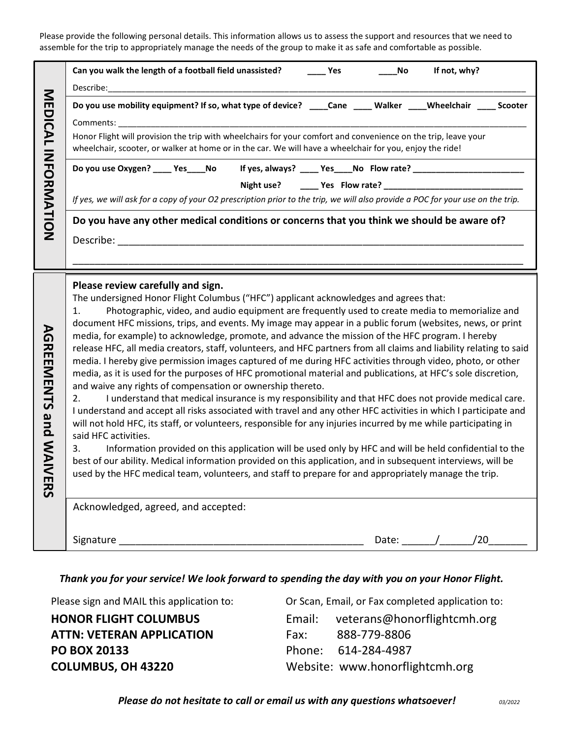Please provide the following personal details. This information allows us to assess the support and resources that we need to assemble for the trip to appropriately manage the needs of the group to make it as safe and comfortable as possible.

## MEDICAL INFORMATION

**Can you walk the length of a football field unassisted?** ____ **Yes** ____**No** **If not, why?**

Describe:____________________________________________________________________________________________

**Do you use mobility equipment? If so, what type of device?** ____**Cane** ____ **Walker** ____**Wheelchair** ____ **Scooter**

Comments: ___________________________________________________________________________________________

Honor Flight will provision the trip with wheelchairs for your comfort and convenience on the trip, leave your wheelchair, scooter, or walker at home or in the car. We will have a wheelchair for you, enjoy the ride!

**Do you use Oxygen?** ____ **Yes**____**No** **If yes, always?** ____ **Yes**____**No** **Flow rate?** ________________________

**Night use?** ____ **Yes** **Flow rate?** ______________________________

*If yes, we will ask for a copy of your O2 prescription prior to the trip, we will also provide a POC for your use on the trip.*

**Do you have any other medical conditions or concerns that you think we should be aware of?**

Describe: ____________________________________________________________________________

______________________________________________________________________________________

## AGREEMENTS and WAIVERS

**Please review carefully and sign.**

The undersigned Honor Flight Columbus ("HFC") applicant acknowledges and agrees that:

1. Photographic, video, and audio equipment are frequently used to create media to memorialize and document HFC missions, trips, and events. My image may appear in a public forum (websites, news, or print media, for example) to acknowledge, promote, and advance the mission of the HFC program. I hereby release HFC, all media creators, staff, volunteers, and HFC partners from all claims and liability relating to said media. I hereby give permission images captured of me during HFC activities through video, photo, or other media, as it is used for the purposes of HFC promotional material and publications, at HFC's sole discretion, and waive any rights of compensation or ownership thereto.
2. I understand that medical insurance is my responsibility and that HFC does not provide medical care. I understand and accept all risks associated with travel and any other HFC activities in which I participate and will not hold HFC, its staff, or volunteers, responsible for any injuries incurred by me while participating in said HFC activities.
3. Information provided on this application will be used only by HFC and will be held confidential to the best of our ability. Medical information provided on this application, and in subsequent interviews, will be used by the HFC medical team, volunteers, and staff to prepare for and appropriately manage the trip.

Acknowledged, agreed, and accepted:

Signature ____________________________________________ Date: ______/______/20_______

***Thank you for your service! We look forward to spending the day with you on your Honor Flight.***

Please sign and MAIL this application to:

**HONOR FLIGHT COLUMBUS**
**ATTN: VETERAN APPLICATION**
**PO BOX 20133**
**COLUMBUS, OH 43220**

Or Scan, Email, or Fax completed application to:

Email: veterans@honorflightcmh.org
Fax: 888-779-8806
Phone: 614-284-4987
Website: www.honorflightcmh.org

***Please do not hesitate to call or email us with any questions whatsoever!***

*03/2022*